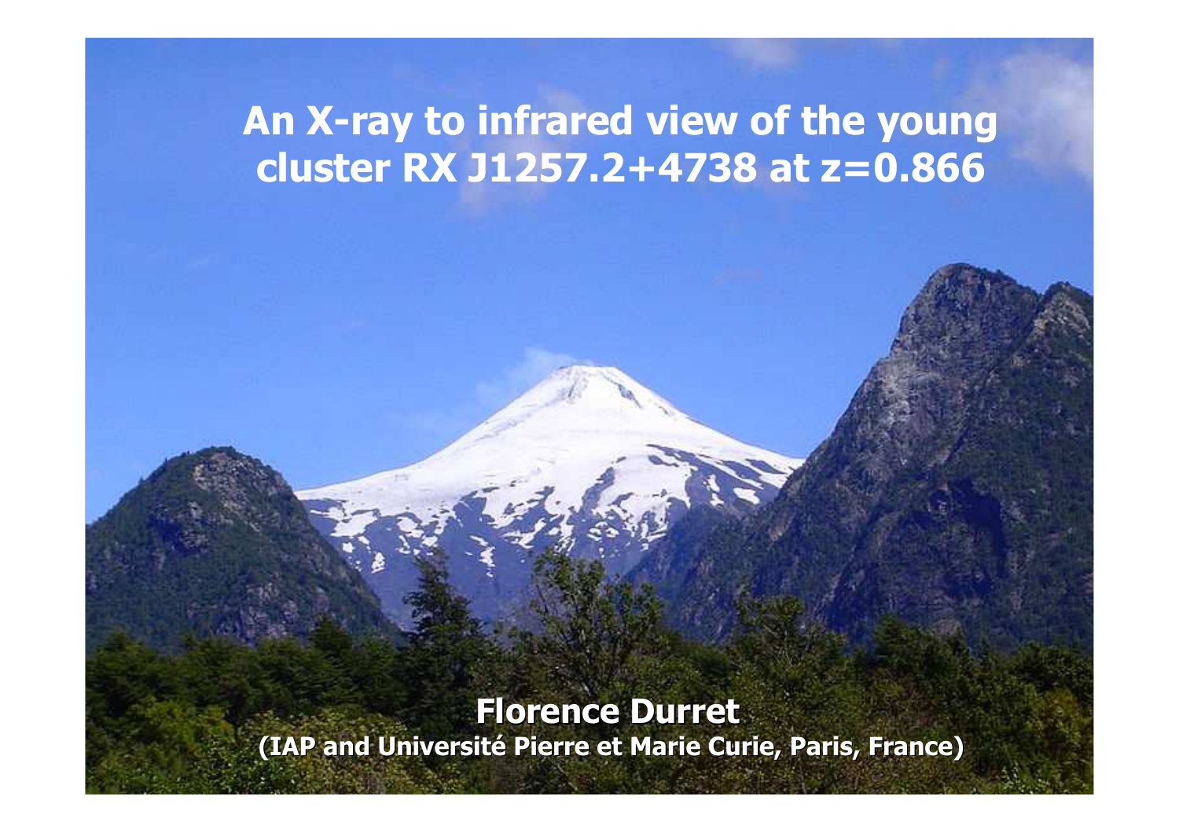# An X-ray to infrared view of the young cluster RX J1257.2+4738 at z=0.866

**Florence Durret**

**(IAP and Université Pierre et Marie Curie, Paris, France)**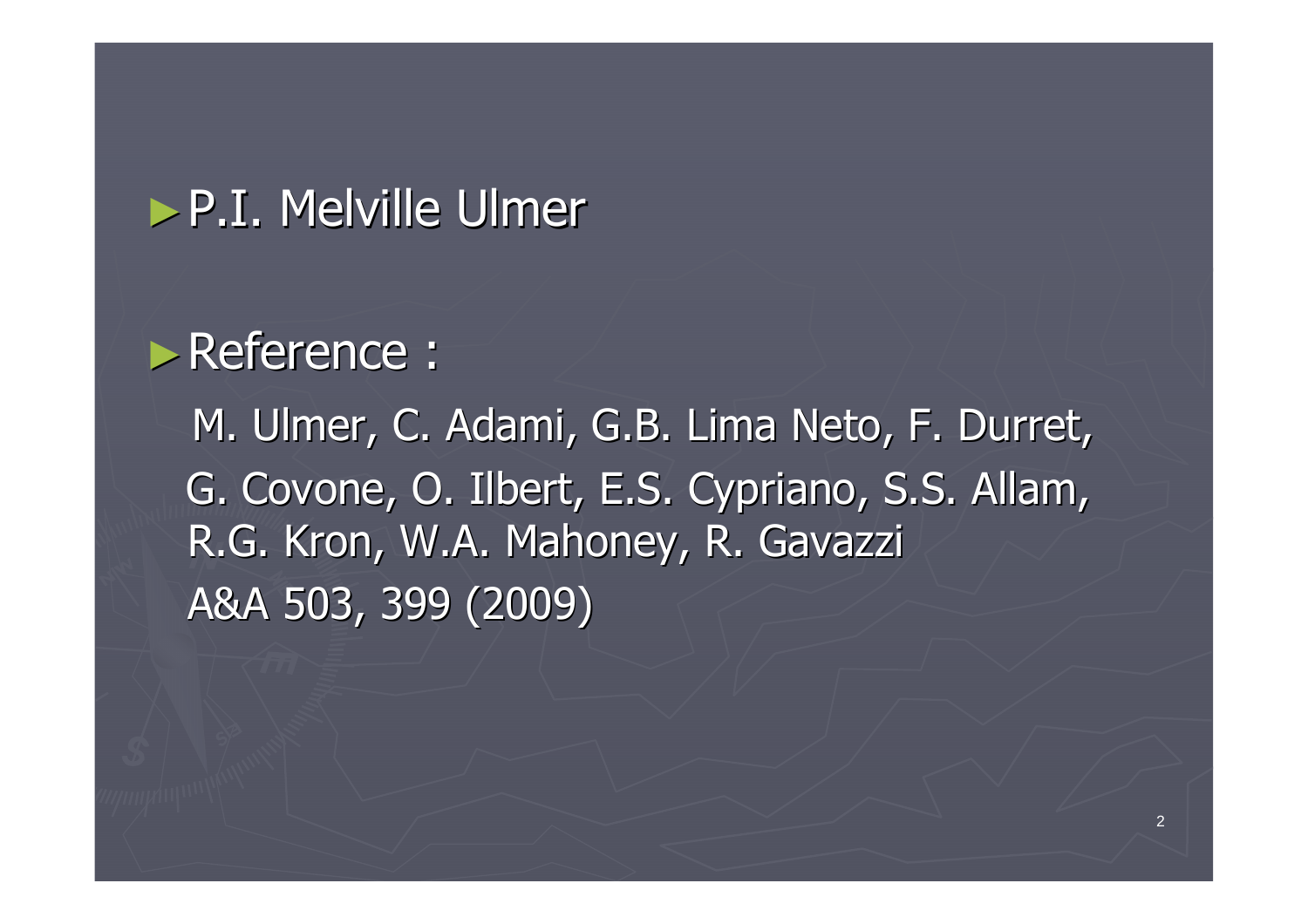- P.I. Melville Ulmer

- Reference :

  M. Ulmer, C. Adami, G.B. Lima Neto, F. Durret, G. Covone, O. Ilbert, E.S. Cypriano, S.S. Allam, R.G. Kron, W.A. Mahoney, R. Gavazzi
  A&A 503, 399 (2009)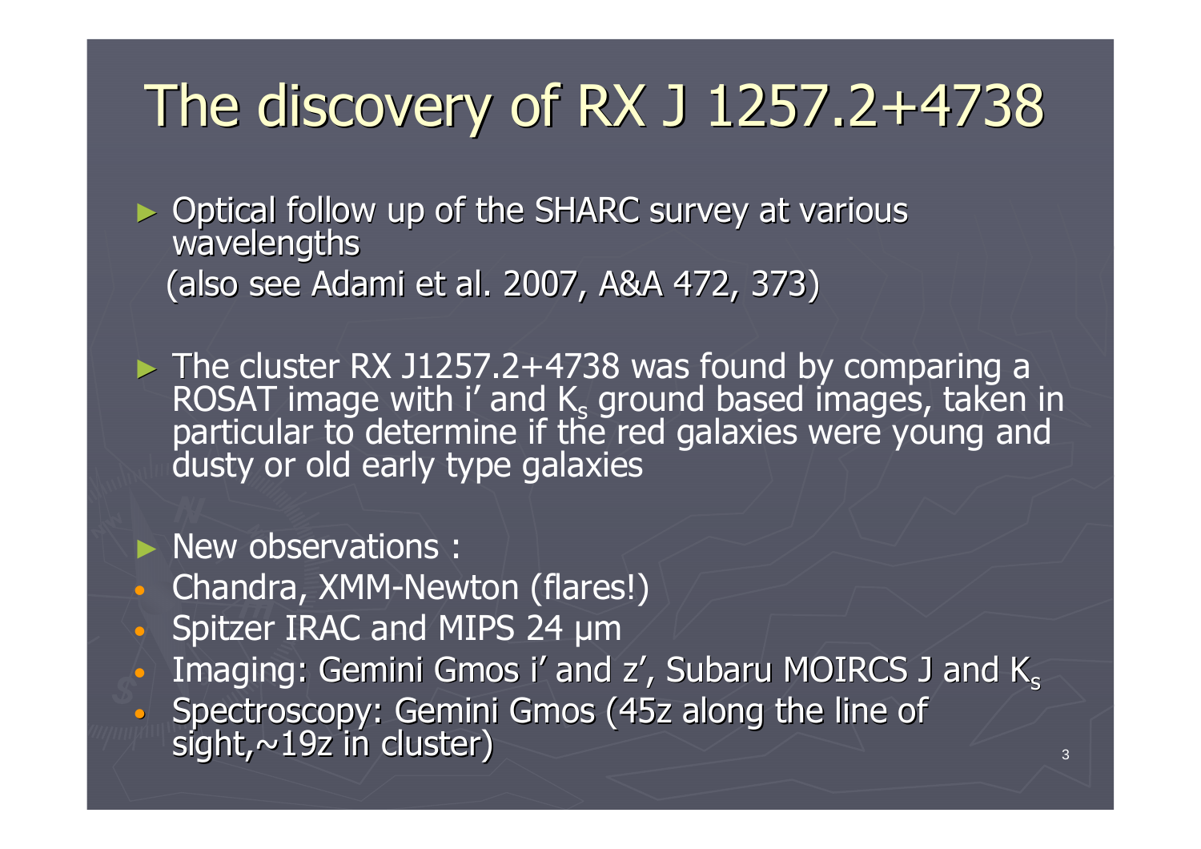# The discovery of RX J 1257.2+4738

- Optical follow up of the SHARC survey at various wavelengths
  (also see Adami et al. 2007, A&A 472, 373)

- The cluster RX J1257.2+4738 was found by comparing a ROSAT image with i' and $K_s$ ground based images, taken in particular to determine if the red galaxies were young and dusty or old early type galaxies

- New observations :
  - Chandra, XMM-Newton (flares!)
  - Spitzer IRAC and MIPS 24 μm
  - Imaging: Gemini Gmos i' and z', Subaru MOIRCS J and $K_s$
  - Spectroscopy: Gemini Gmos (45z along the line of sight,~19z in cluster)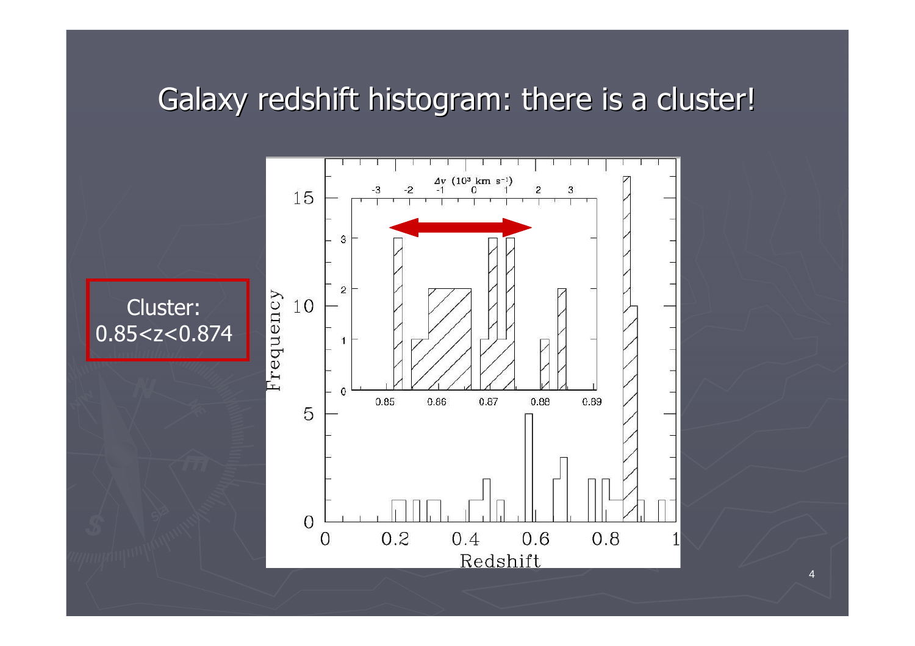# Galaxy redshift histogram: there is a cluster!

Cluster: $0.85<z<0.874$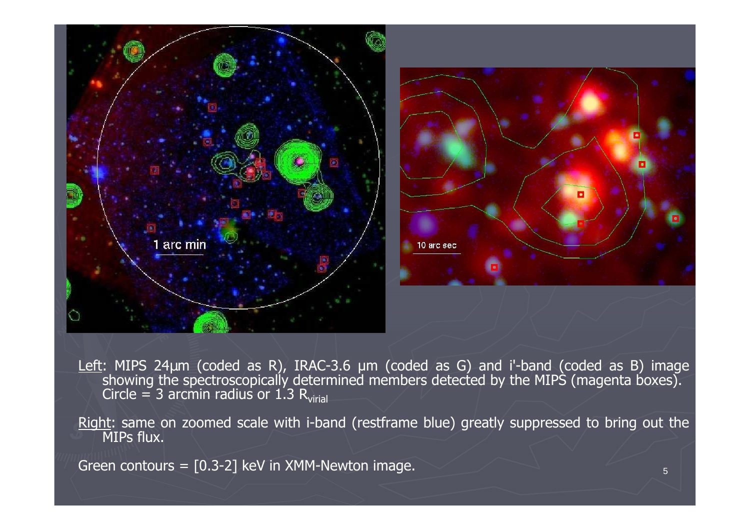Left: MIPS 24μm (coded as R), IRAC-3.6 μm (coded as G) and i'-band (coded as B) image showing the spectroscopically determined members detected by the MIPS (magenta boxes). Circle = 3 arcmin radius or 1.3 $R_{virial}$

Right: same on zoomed scale with i-band (restframe blue) greatly suppressed to bring out the MIPs flux.

Green contours = [0.3-2] keV in XMM-Newton image.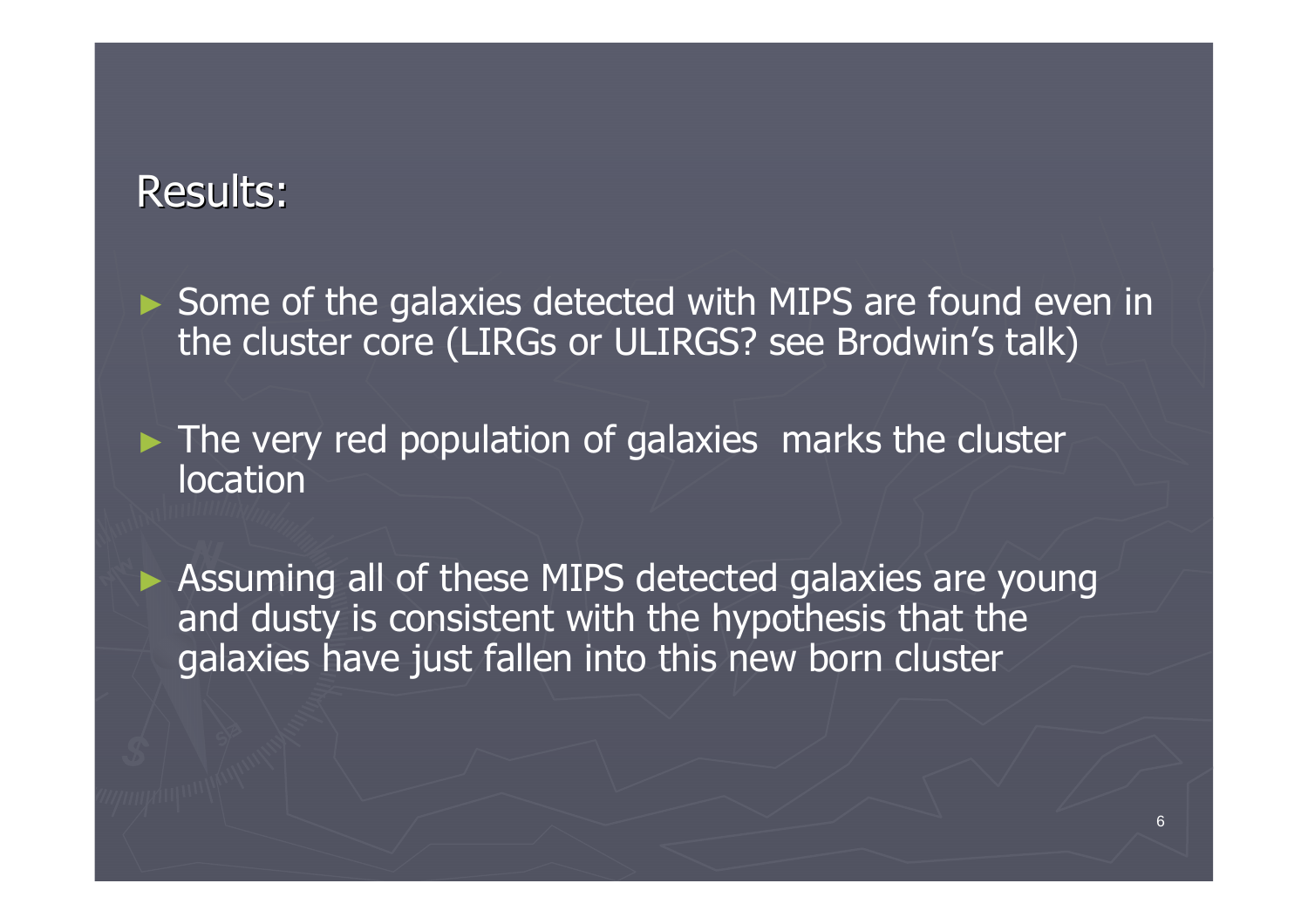## Results:

- Some of the galaxies detected with MIPS are found even in the cluster core (LIRGs or ULIRGS? see Brodwin’s talk)

- The very red population of galaxies marks the cluster location

- Assuming all of these MIPS detected galaxies are young and dusty is consistent with the hypothesis that the galaxies have just fallen into this new born cluster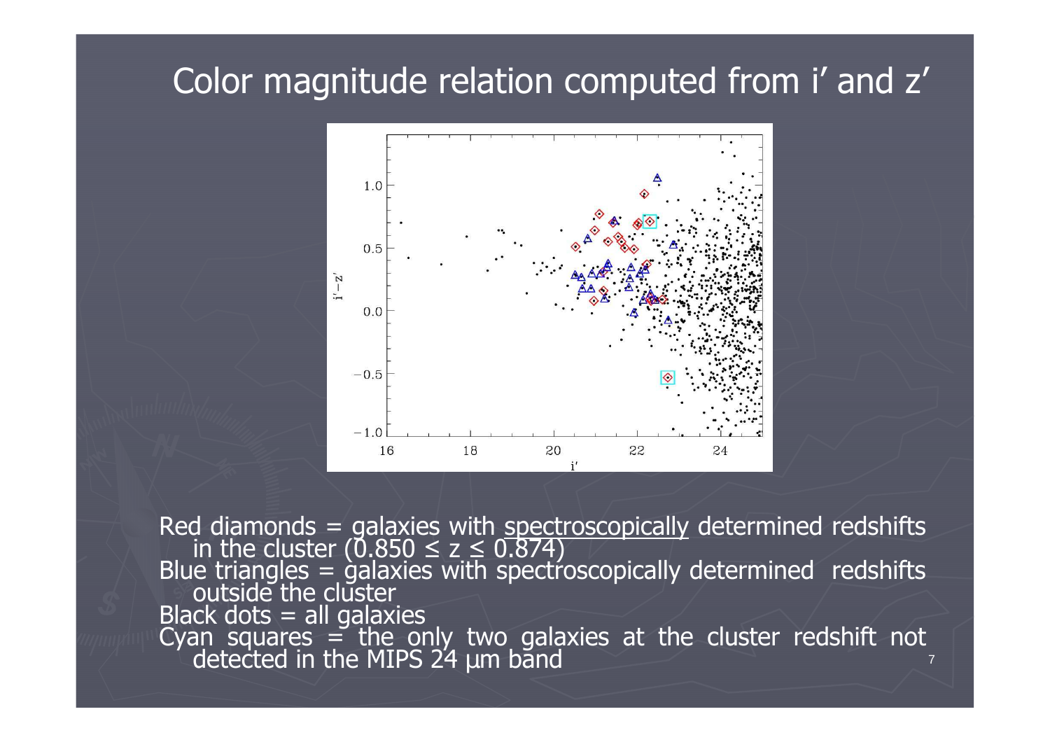# Color magnitude relation computed from i' and z'

Red diamonds = galaxies with spectroscopically determined redshifts in the cluster ($0.850 \leq z \leq 0.874$)

Blue triangles = galaxies with spectroscopically determined redshifts outside the cluster

Black dots = all galaxies

Cyan squares = the only two galaxies at the cluster redshift not detected in the MIPS 24 μm band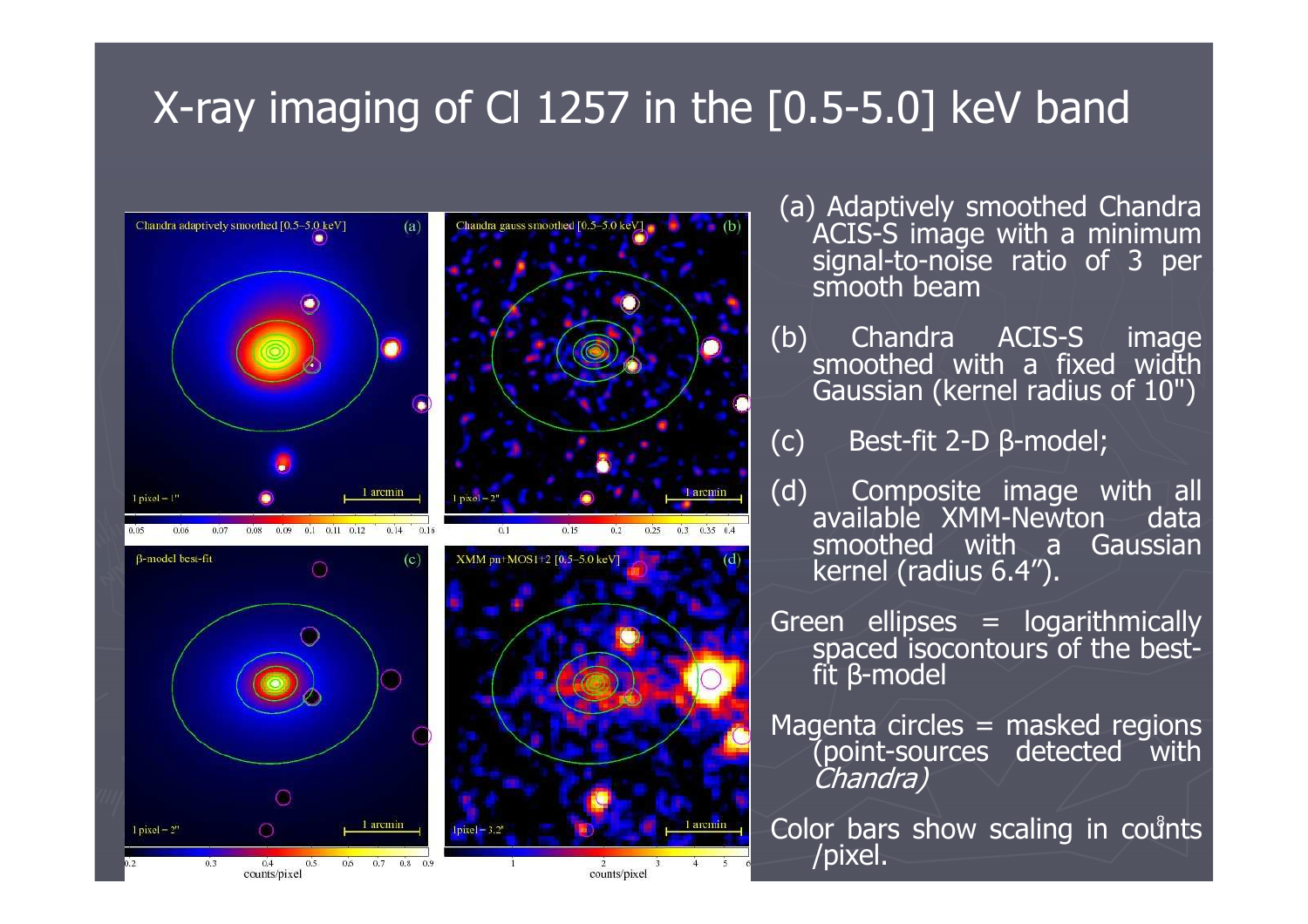# X-ray imaging of Cl 1257 in the [0.5-5.0] keV band

(a) Adaptively smoothed Chandra ACIS-S image with a minimum signal-to-noise ratio of 3 per smooth beam

(b) Chandra ACIS-S image smoothed with a fixed width Gaussian (kernel radius of 10")

(c) Best-fit 2-D β-model;

(d) Composite image with all available XMM-Newton data smoothed with a Gaussian kernel (radius 6.4").

Green ellipses = logarithmically spaced isocontours of the best-fit β-model

Magenta circles = masked regions (point-sources detected with *Chandra)*

Color bars show scaling in counts /pixel.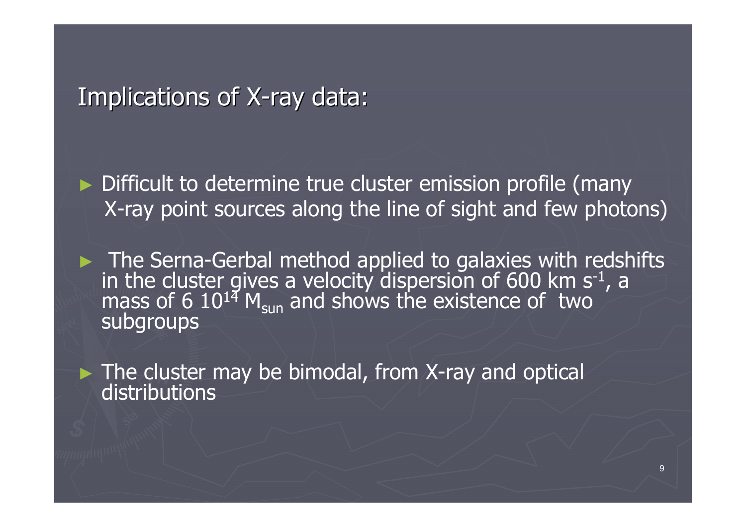## Implications of X-ray data:

- Difficult to determine true cluster emission profile (many X-ray point sources along the line of sight and few photons)
- The Serna-Gerbal method applied to galaxies with redshifts in the cluster gives a velocity dispersion of 600 km $s^{-1}$, a mass of 6 $10^{14}$ $M_{sun}$ and shows the existence of two subgroups
- The cluster may be bimodal, from X-ray and optical distributions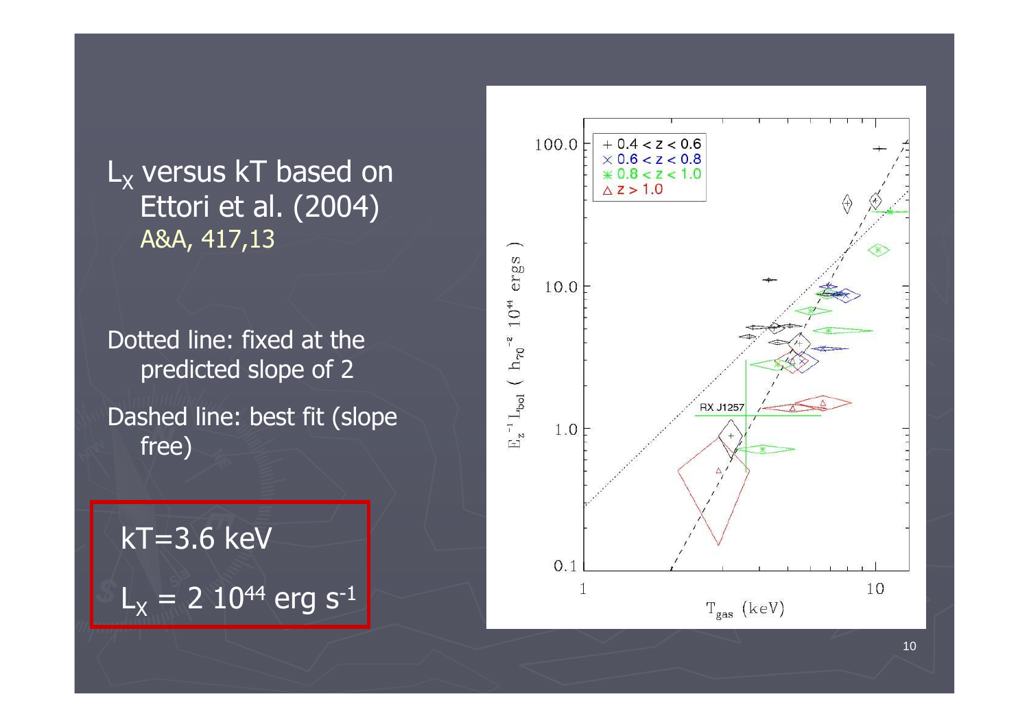$L_X$ versus kT based on Ettori et al. (2004) A&A, 417,13

Dotted line: fixed at the predicted slope of 2

Dashed line: best fit (slope free)

kT=3.6 keV

$L_X = 2\ 10^{44}$ erg $s^{-1}$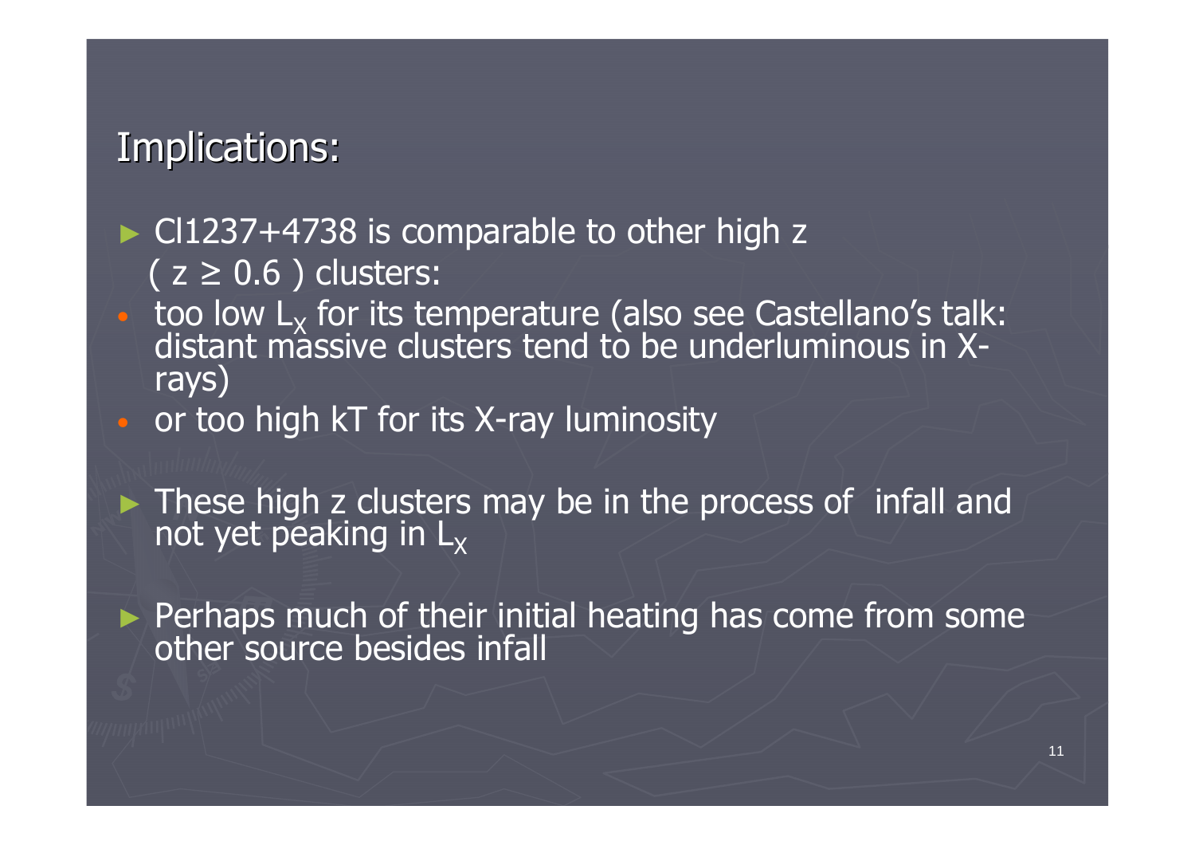# Implications:

- Cl1237+4738 is comparable to other high z ( $z \geq 0.6$ ) clusters:
  - too low $L_X$ for its temperature (also see Castellano's talk: distant massive clusters tend to be underluminous in X-rays)
  - or too high kT for its X-ray luminosity

- These high z clusters may be in the process of infall and not yet peaking in $L_X$

- Perhaps much of their initial heating has come from some other source besides infall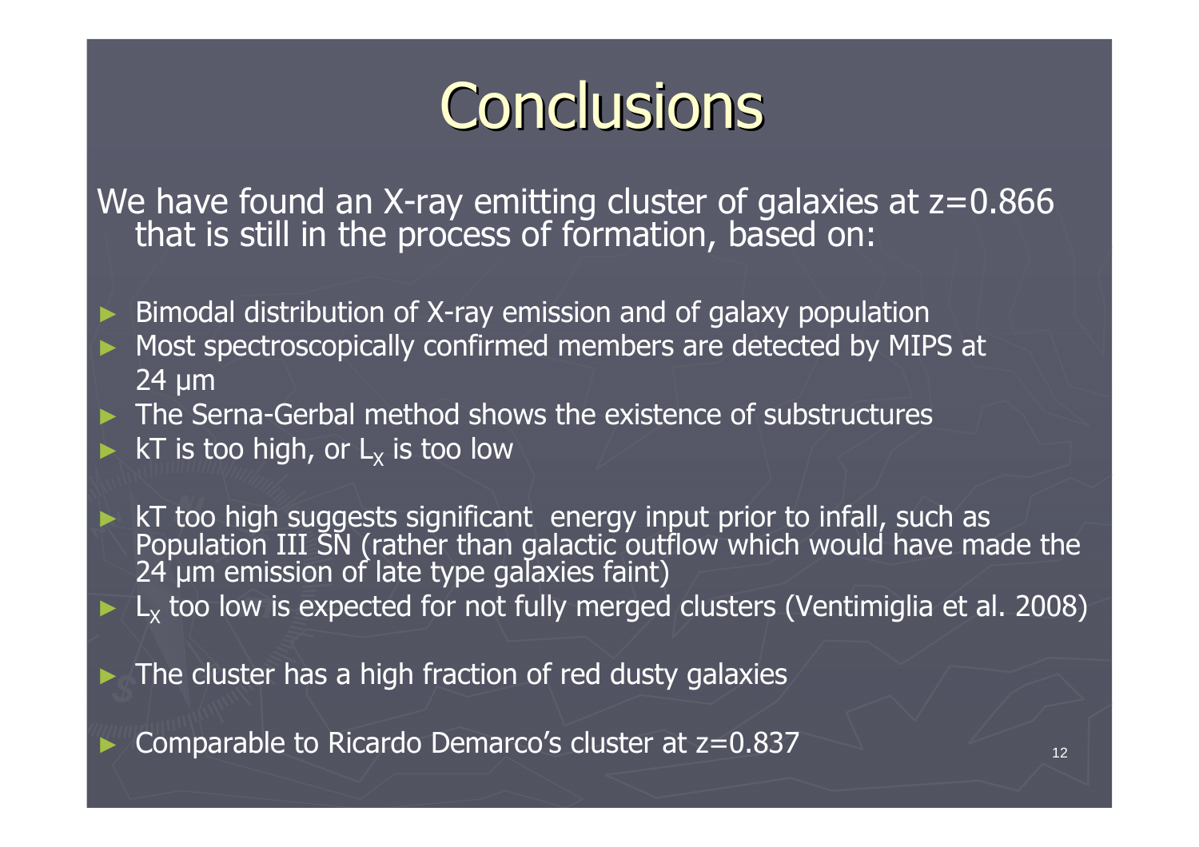# Conclusions

We have found an X-ray emitting cluster of galaxies at $z=0.866$ that is still in the process of formation, based on:

- Bimodal distribution of X-ray emission and of galaxy population
- Most spectroscopically confirmed members are detected by MIPS at 24 μm
- The Serna-Gerbal method shows the existence of substructures
- kT is too high, or $L_X$ is too low

- kT too high suggests significant energy input prior to infall, such as Population III SN (rather than galactic outflow which would have made the 24 μm emission of late type galaxies faint)
- $L_X$ too low is expected for not fully merged clusters (Ventimiglia et al. 2008)

- The cluster has a high fraction of red dusty galaxies

- Comparable to Ricardo Demarco's cluster at $z=0.837$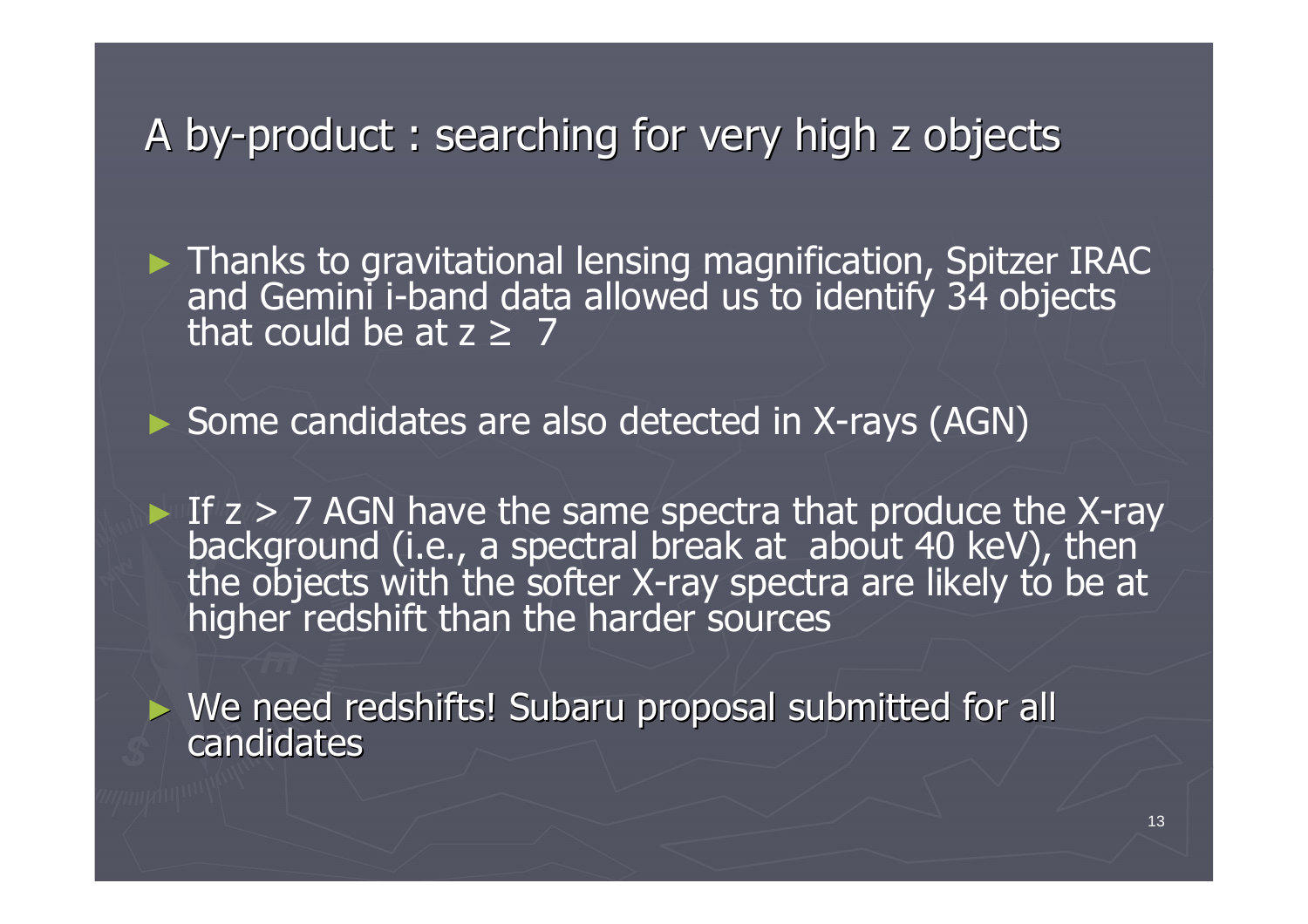# A by-product : searching for very high z objects

- Thanks to gravitational lensing magnification, Spitzer IRAC and Gemini i-band data allowed us to identify 34 objects that could be at $z \geq 7$
- Some candidates are also detected in X-rays (AGN)
- If $z > 7$ AGN have the same spectra that produce the X-ray background (i.e., a spectral break at about 40 keV), then the objects with the softer X-ray spectra are likely to be at higher redshift than the harder sources
- We need redshifts! Subaru proposal submitted for all candidates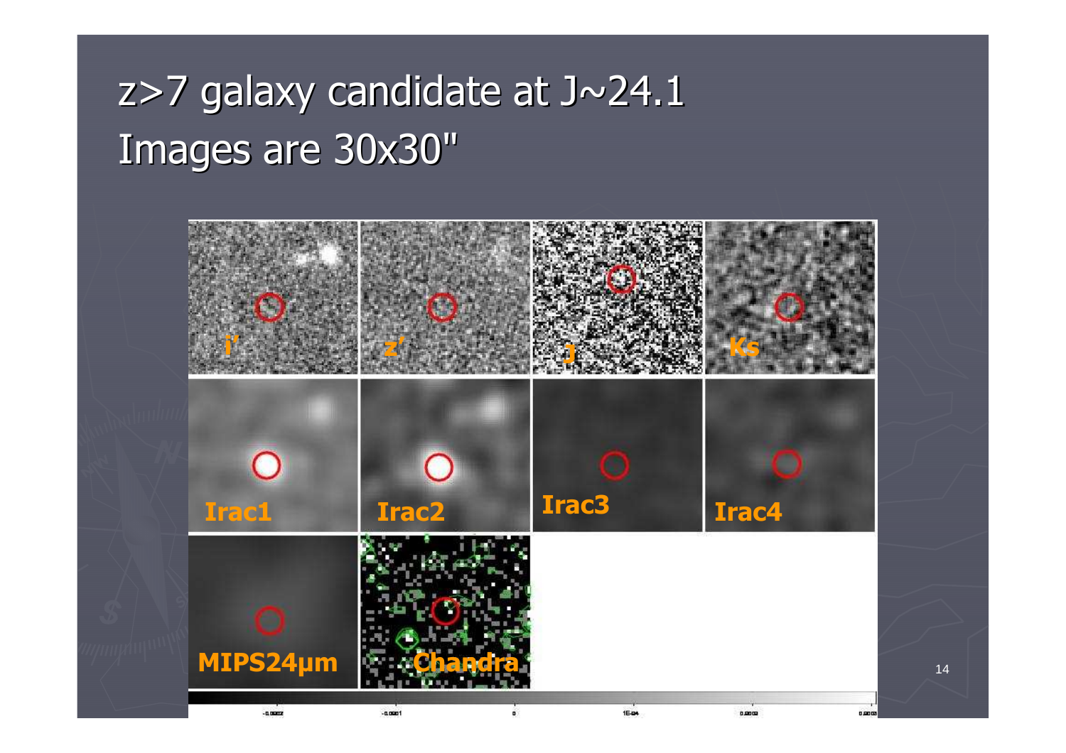# z>7 galaxy candidate at J~24.1

Images are 30x30"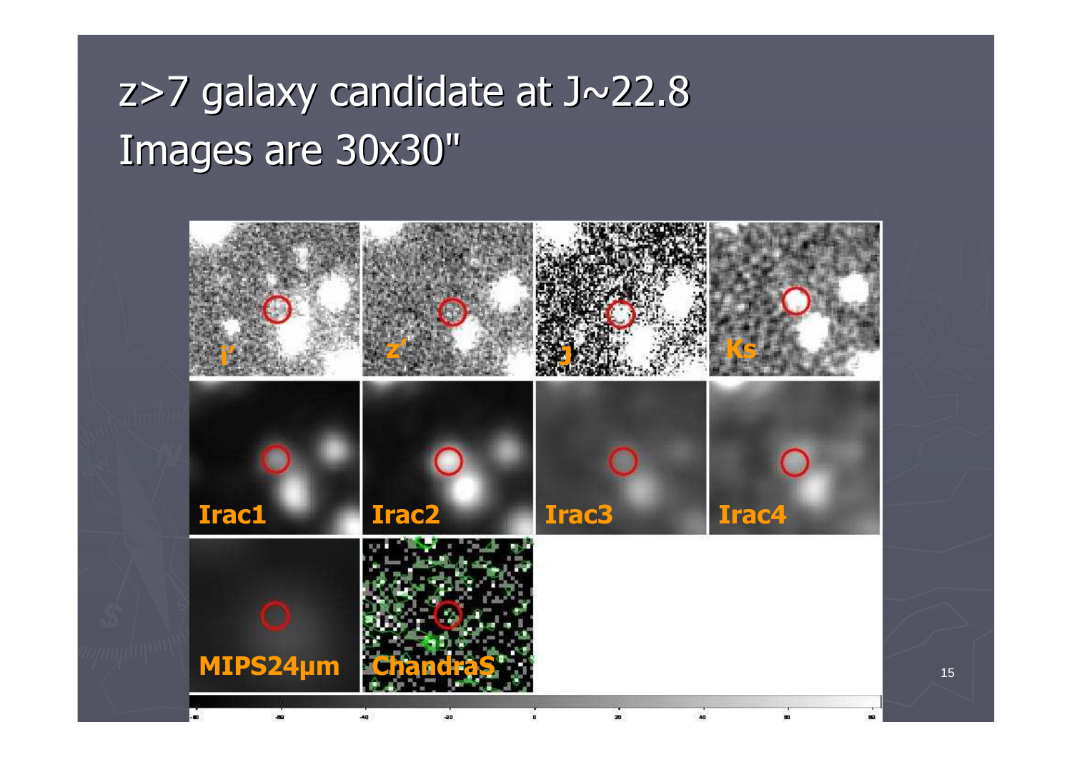# z>7 galaxy candidate at J~22.8

Images are 30x30"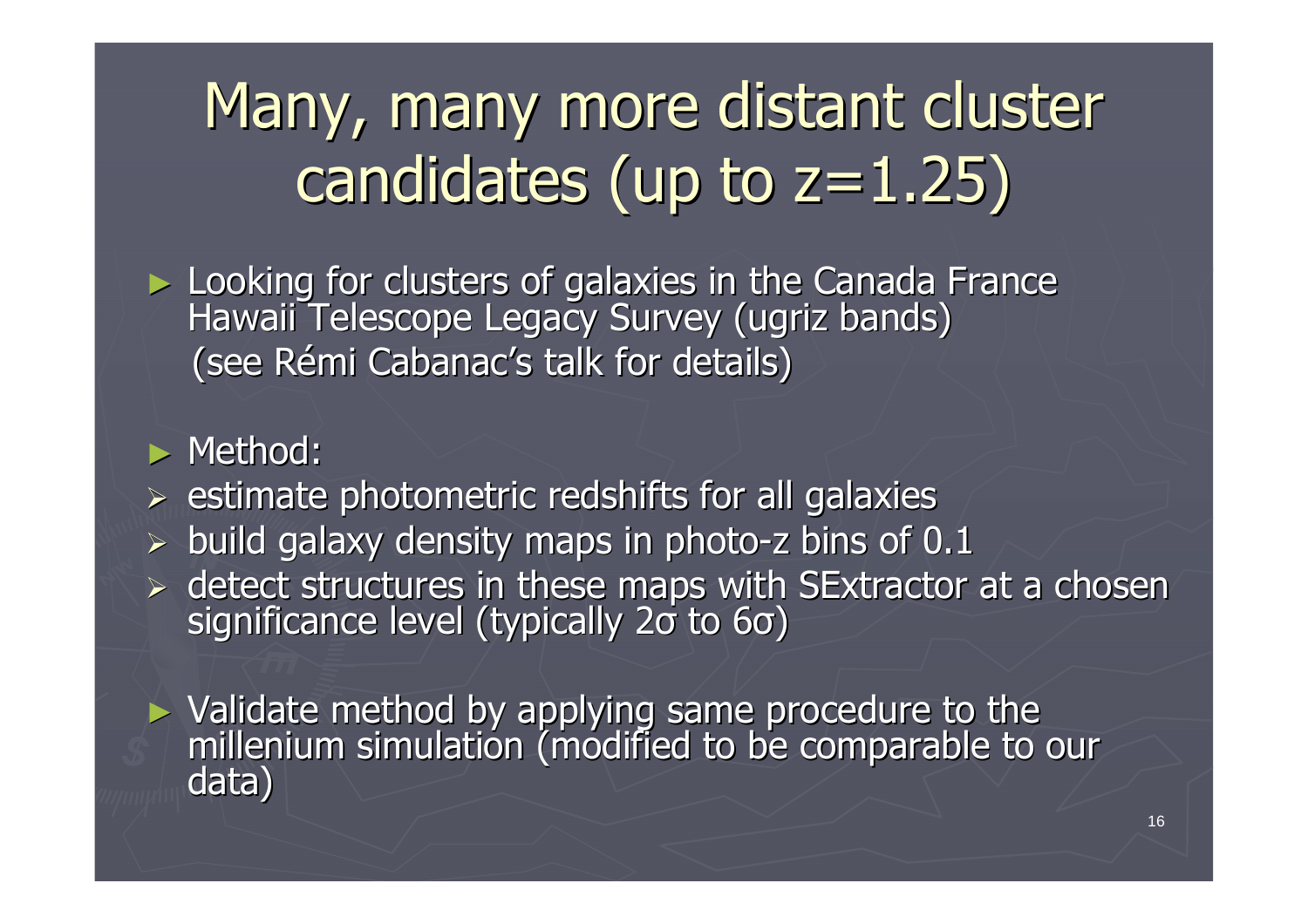# Many, many more distant cluster candidates (up to z=1.25)

- Looking for clusters of galaxies in the Canada France Hawaii Telescope Legacy Survey (ugriz bands) (see Rémi Cabanac's talk for details)

- Method:
  - estimate photometric redshifts for all galaxies
  - build galaxy density maps in photo-z bins of 0.1
  - detect structures in these maps with SExtractor at a chosen significance level (typically 2σ to 6σ)

- Validate method by applying same procedure to the millenium simulation (modified to be comparable to our data)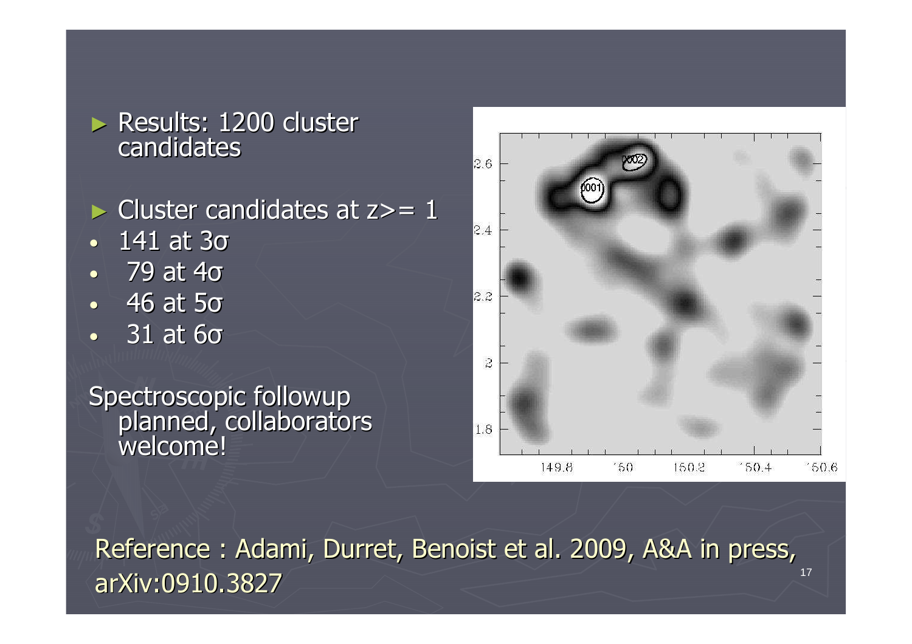- Results: 1200 cluster candidates

- Cluster candidates at z>= 1
  - 141 at 3σ
  - 79 at 4σ
  - 46 at 5σ
  - 31 at 6σ

Spectroscopic followup planned, collaborators welcome!

Reference : Adami, Durret, Benoist et al. 2009, A&A in press, arXiv:0910.3827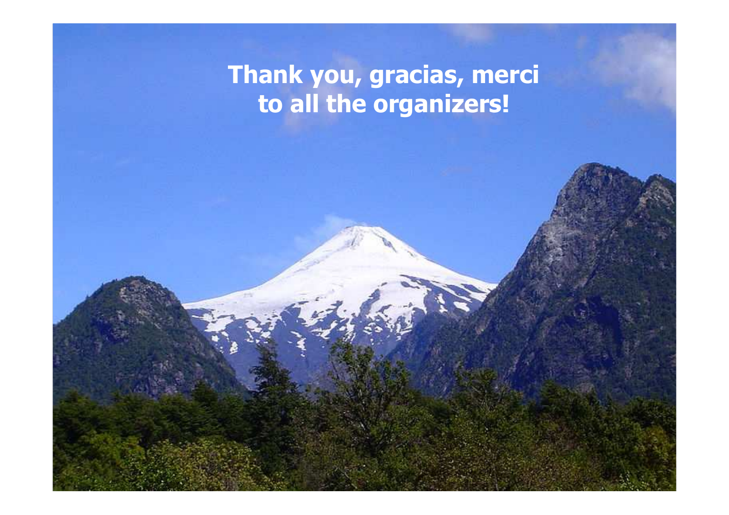**Thank you, gracias, merci to all the organizers!**